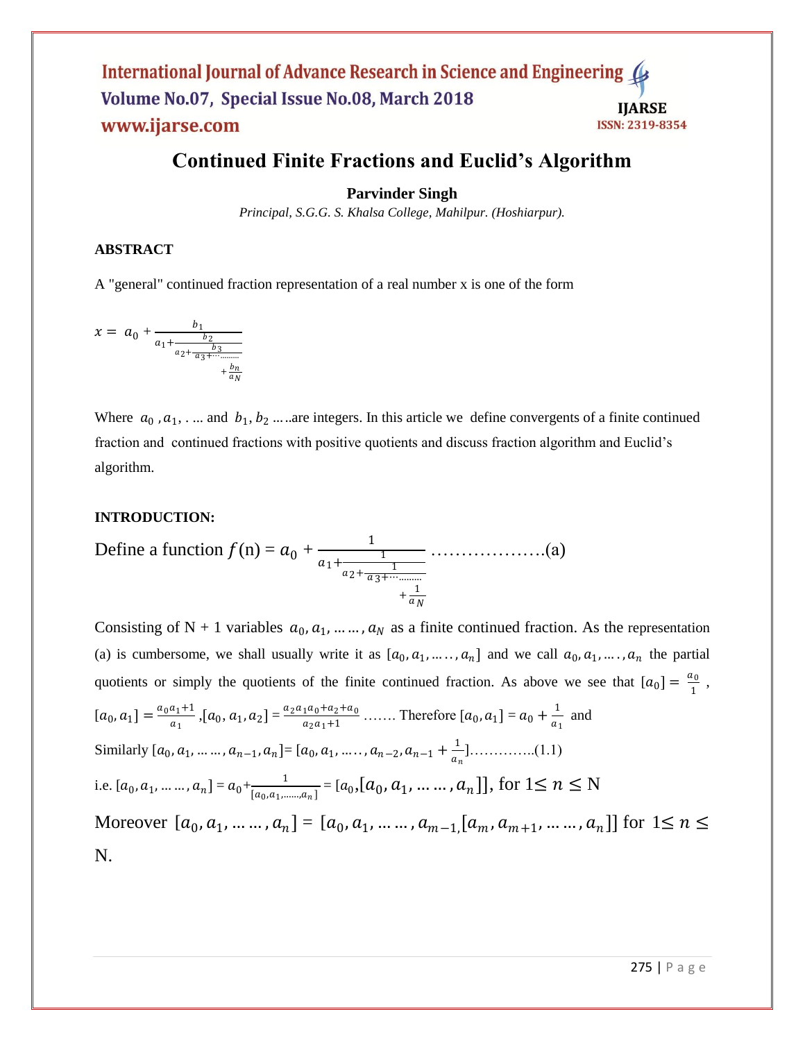# Continued Finite Fractions and Euclid's Algorithm

**Parvinder Singh**

*Principal, S.G.G. S. Khalsa College, Mahilpur. (Hoshiarpur).*

### ABSTRACT

A "general" continued fraction representation of a real number x is one of the form

$$x = a_0 + \cfrac{b_1}{a_1 + \cfrac{b_2}{a_2 + \cfrac{b_3}{a_3 + \cdots \cdots \cdots + \cfrac{b_n}{a_N}}}}$$

Where $a_0, a_1, \ldots$ and $b_1, b_2 \ldots$ are integers. In this article we define convergents of a finite continued fraction and continued fractions with positive quotients and discuss fraction algorithm and Euclid's algorithm.

### INTRODUCTION:

Define a function $f(\mathrm{n}) = a_0 + \cfrac{1}{a_1 + \cfrac{1}{a_2 + \cfrac{1}{a_3 + \cdots \cdots \cdots + \cfrac{1}{a_N}}}}$ ……………….(a)

Consisting of N + 1 variables $a_0, a_1, \ldots \ldots, a_N$ as a finite continued fraction. As the representation (a) is cumbersome, we shall usually write it as $[a_0, a_1, \ldots \ldots, a_n]$ and we call $a_0, a_1, \ldots, a_n$ the partial quotients or simply the quotients of the finite continued fraction. As above we see that $[a_0] = \frac{a_0}{1}$, $[a_0, a_1] = \frac{a_0 a_1 + 1}{a_1}$, $[a_0, a_1, a_2] = \frac{a_2 a_1 a_0 + a_2 + a_0}{a_2 a_1 + 1}$ ……. Therefore $[a_0, a_1] = a_0 + \frac{1}{a_1}$ and

Similarly $[a_0, a_1, \ldots \ldots, a_{n-1}, a_n] = [a_0, a_1, \ldots \ldots, a_{n-2}, a_{n-1} + \frac{1}{a_n}]$…………..(1.1)

i.e. $[a_0, a_1, \ldots \ldots, a_n] = a_0 + \frac{1}{[a_0, a_1, \ldots \ldots, a_n]} = [a_0, [a_0, a_1, \ldots \ldots, a_n]]$, for $1 \leq n \leq$ N

Moreover $[a_0, a_1, \ldots \ldots, a_n] = [a_0, a_1, \ldots \ldots, a_{m-1,} [a_m, a_{m+1}, \ldots \ldots, a_n]]$ for $1 \leq n \leq$ N.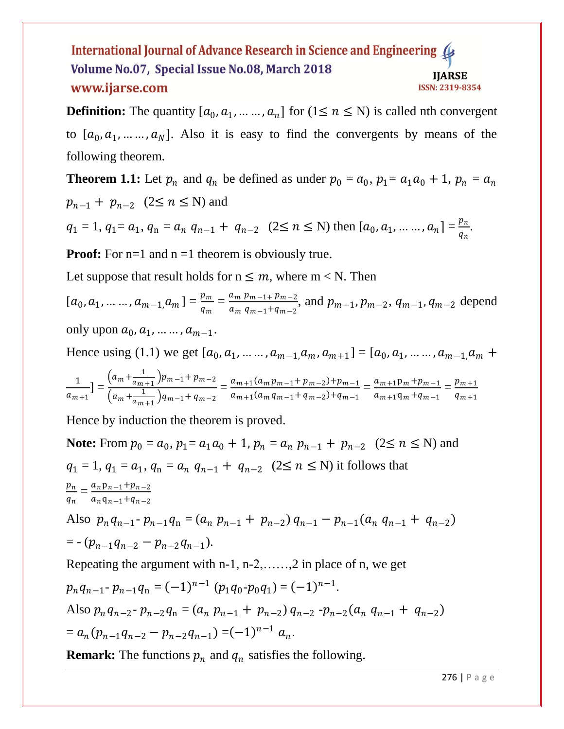**Definition:** The quantity $[a_0, a_1, \ldots\ldots, a_n]$ for ($1 \leq n \leq$ N) is called nth convergent to $[a_0, a_1, \ldots\ldots, a_N]$. Also it is easy to find the convergents by means of the following theorem.

**Theorem 1.1:** Let $p_n$ and $q_n$ be defined as under $p_0 = a_0$, $p_1 = a_1 a_0 + 1$, $p_n = a_n p_{n-1} + p_{n-2}$ ($2 \leq n \leq$ N) and

$q_1 = 1$, $q_1 = a_1$, $q_n = a_n q_{n-1} + q_{n-2}$ ($2 \leq n \leq$ N) then $[a_0, a_1, \ldots\ldots, a_n] = \frac{p_n}{q_n}$.

**Proof:** For n=1 and n =1 theorem is obviously true.

Let suppose that result holds for $n \leq m$, where m < N. Then

$[a_0, a_1, \ldots\ldots, a_{m-1}, a_m] = \frac{p_m}{q_m} = \frac{a_m\, p_{m-1} + p_{m-2}}{a_m\, q_{m-1} + q_{m-2}}$, and $p_{m-1}, p_{m-2}, q_{m-1}, q_{m-2}$ depend only upon $a_0, a_1, \ldots\ldots, a_{m-1}$.

Hence using (1.1) we get $[a_0, a_1, \ldots\ldots, a_{m-1}, a_m, a_{m+1}] = [a_0, a_1, \ldots\ldots, a_{m-1}, a_m + \frac{1}{a_{m+1}}] = \frac{\left(a_m + \frac{1}{a_{m+1}}\right) p_{m-1} + p_{m-2}}{\left(a_m + \frac{1}{a_{m+1}}\right) q_{m-1} + q_{m-2}} = \frac{a_{m+1}(a_m p_{m-1} + p_{m-2}) + p_{m-1}}{a_{m+1}(a_m q_{m-1} + q_{m-2}) + q_{m-1}} = \frac{a_{m+1} p_m + p_{m-1}}{a_{m+1} q_m + q_{m-1}} = \frac{p_{m+1}}{q_{m+1}}$

Hence by induction the theorem is proved.

**Note:** From $p_0 = a_0$, $p_1 = a_1 a_0 + 1$, $p_n = a_n p_{n-1} + p_{n-2}$ ($2 \leq n \leq$ N) and $q_1 = 1$, $q_1 = a_1$, $q_n = a_n q_{n-1} + q_{n-2}$ ($2 \leq n \leq$ N) it follows that

$\frac{p_n}{q_n} = \frac{a_n p_{n-1} + p_{n-2}}{a_n q_{n-1} + q_{n-2}}$

Also $p_n q_{n-1} - p_{n-1} q_n = (a_n\, p_{n-1} + p_{n-2})\, q_{n-1} - p_{n-1}(a_n\, q_{n-1} + q_{n-2})$

$= -\,(p_{n-1} q_{n-2} - p_{n-2} q_{n-1})$.

Repeating the argument with n-1, n-2,……,2 in place of n, we get

$p_n q_{n-1} - p_{n-1} q_n = (-1)^{n-1}\,(p_1 q_0 - p_0 q_1) = (-1)^{n-1}$.

Also $p_n q_{n-2} - p_{n-2} q_n = (a_n\, p_{n-1} + p_{n-2})\, q_{n-2} - p_{n-2}(a_n\, q_{n-1} + q_{n-2})$

$= a_n(p_{n-1} q_{n-2} - p_{n-2} q_{n-1}) = (-1)^{n-1}\, a_n$.

**Remark:** The functions $p_n$ and $q_n$ satisfies the following.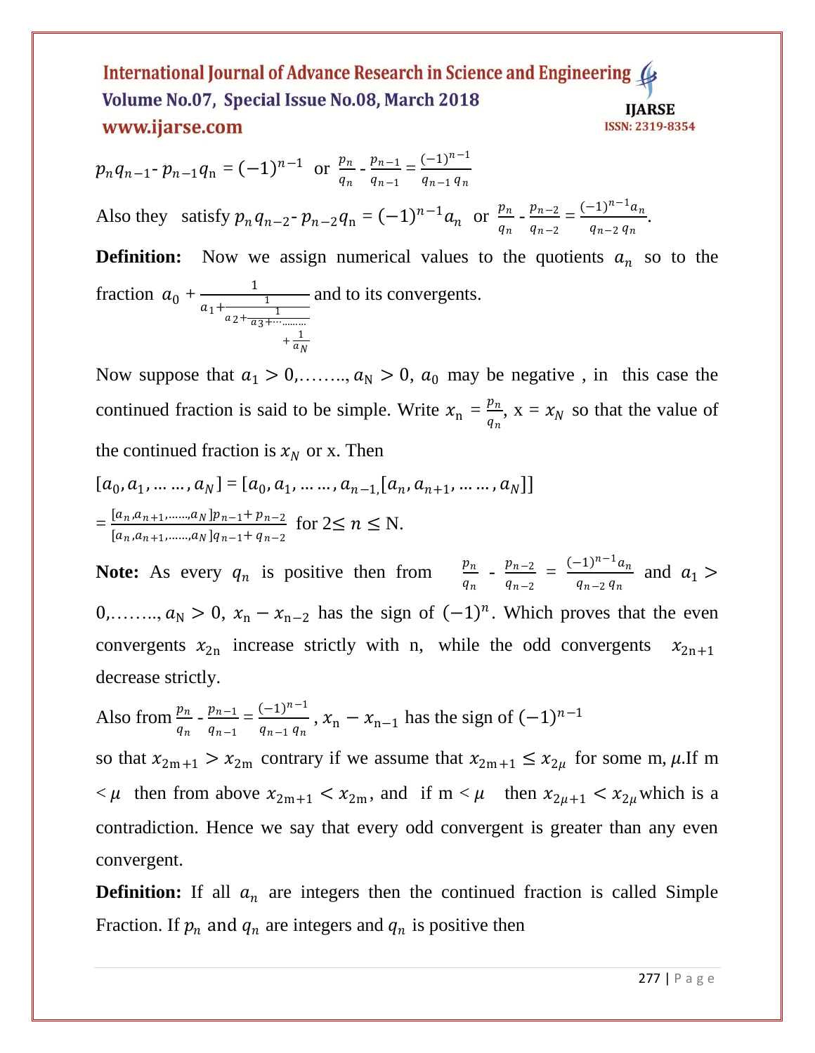$p_n q_{n-1}$- $p_{n-1} q_n = (-1)^{n-1}$ or $\frac{p_n}{q_n}$ - $\frac{p_{n-1}}{q_{n-1}} = \frac{(-1)^{n-1}}{q_{n-1}\, q_n}$

Also they satisfy $p_n q_{n-2}$- $p_{n-2} q_n = (-1)^{n-1} a_n$ or $\frac{p_n}{q_n}$ - $\frac{p_{n-2}}{q_{n-2}} = \frac{(-1)^{n-1} a_n}{q_{n-2}\, q_n}$.

**Definition:** Now we assign numerical values to the quotients $a_n$ so to the fraction $a_0 + \cfrac{1}{a_1 + \cfrac{1}{a_2 + \cfrac{1}{a_3 + \cdots \cdots\cdots + \cfrac{1}{a_N}}}}$ and to its convergents.

Now suppose that $a_1 > 0, \ldots\ldots, a_N > 0$, $a_0$ may be negative , in this case the continued fraction is said to be simple. Write $x_n = \frac{p_n}{q_n}$, x = $x_N$ so that the value of the continued fraction is $x_N$ or x. Then

$[a_0, a_1, \ldots \ldots, a_N] = [a_0, a_1, \ldots \ldots, a_{n-1,} [a_n, a_{n+1}, \ldots \ldots, a_N]]$

$= \frac{[a_n, a_{n+1}, \ldots\ldots, a_N] p_{n-1} + p_{n-2}}{[a_n, a_{n+1}, \ldots\ldots, a_N] q_{n-1} + q_{n-2}}$ for $2 \leq n \leq$ N.

**Note:** As every $q_n$ is positive then from $\frac{p_n}{q_n}$ - $\frac{p_{n-2}}{q_{n-2}} = \frac{(-1)^{n-1} a_n}{q_{n-2}\, q_n}$ and $a_1 > 0, \ldots\ldots, a_N > 0$, $x_n - x_{n-2}$ has the sign of $(-1)^n$. Which proves that the even convergents $x_{2n}$ increase strictly with n, while the odd convergents $x_{2n+1}$ decrease strictly.

Also from $\frac{p_n}{q_n}$ - $\frac{p_{n-1}}{q_{n-1}} = \frac{(-1)^{n-1}}{q_{n-1}\, q_n}$, $x_n - x_{n-1}$ has the sign of $(-1)^{n-1}$

so that $x_{2m+1} > x_{2m}$ contrary if we assume that $x_{2m+1} \leq x_{2\mu}$ for some m, $\mu$.If m $< \mu$ then from above $x_{2m+1} < x_{2m}$, and if m $< \mu$ then $x_{2\mu+1} < x_{2\mu}$ which is a contradiction. Hence we say that every odd convergent is greater than any even convergent.

**Definition:** If all $a_n$ are integers then the continued fraction is called Simple Fraction. If $p_n$ and $q_n$ are integers and $q_n$ is positive then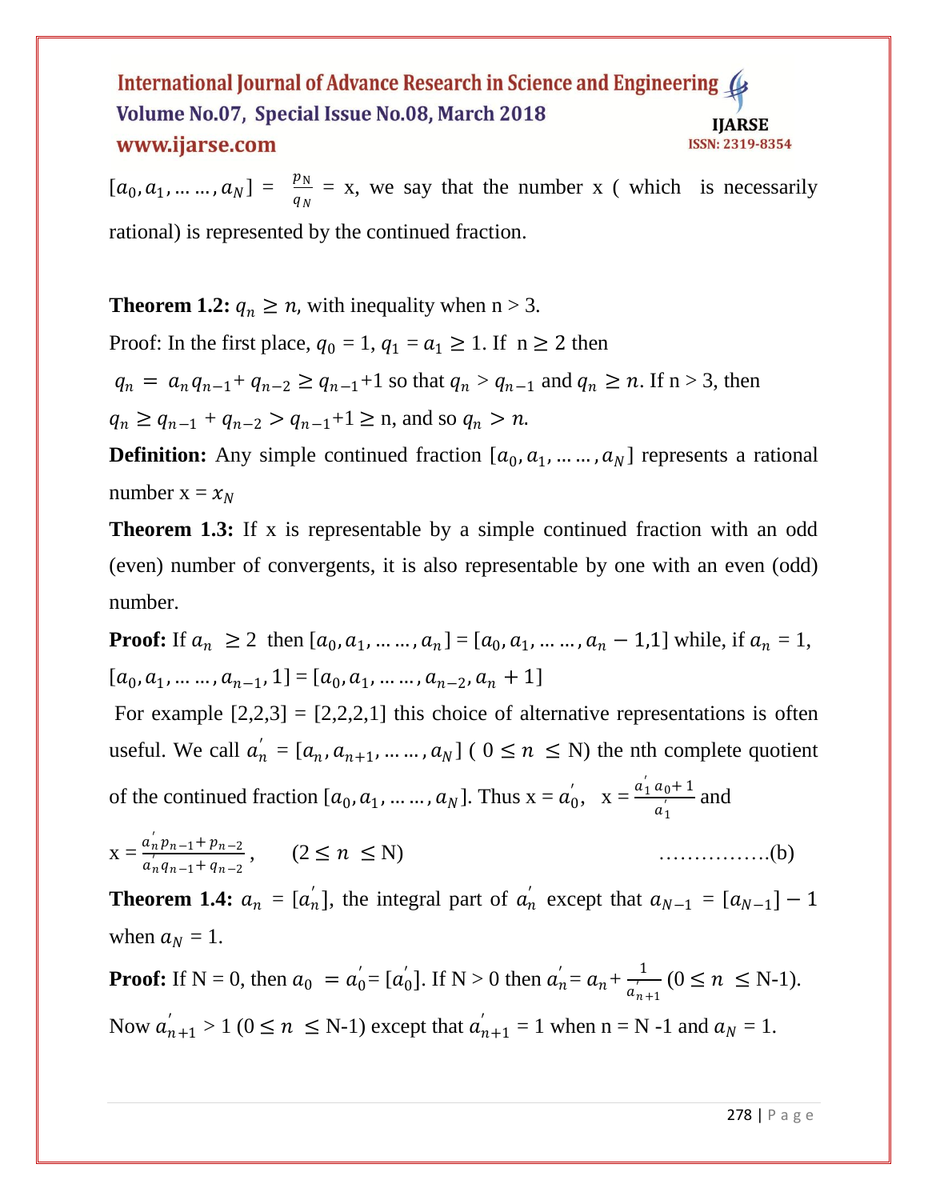$[a_0, a_1, \ldots\ldots, a_N] = \frac{p_N}{q_N}$ = x, we say that the number x ( which is necessarily rational) is represented by the continued fraction.

**Theorem 1.2:** $q_n \geq n$, with inequality when n > 3.

Proof: In the first place, $q_0$ = 1, $q_1 = a_1 \geq 1$. If n ≥ 2 then

$q_n = a_n q_{n-1} + q_{n-2} \geq q_{n-1}+1$ so that $q_n > q_{n-1}$ and $q_n \geq n$. If n > 3, then $q_n \geq q_{n-1} + q_{n-2} > q_{n-1}+1 \geq$ n, and so $q_n > n$.

**Definition:** Any simple continued fraction $[a_0, a_1, \ldots\ldots, a_N]$ represents a rational number x = $x_N$

**Theorem 1.3:** If x is representable by a simple continued fraction with an odd (even) number of convergents, it is also representable by one with an even (odd) number.

**Proof:** If $a_n \geq 2$ then $[a_0, a_1, \ldots\ldots, a_n] = [a_0, a_1, \ldots\ldots, a_n - 1, 1]$ while, if $a_n$ = 1, $[a_0, a_1, \ldots\ldots, a_{n-1}, 1] = [a_0, a_1, \ldots\ldots, a_{n-2}, a_n + 1]$

For example [2,2,3] = [2,2,2,1] this choice of alternative representations is often useful. We call $a_n^{'} = [a_n, a_{n+1}, \ldots\ldots, a_N]$ ( $0 \leq n \leq$ N) the nth complete quotient of the continued fraction $[a_0, a_1, \ldots\ldots, a_N]$. Thus x = $a_0^{'}$, x = $\frac{a_1^{'} a_0 + 1}{a_1^{'}}$ and

$$x = \frac{a_n^{'} p_{n-1} + p_{n-2}}{a_n^{'} q_{n-1} + q_{n-2}}, \qquad (2 \leq n \leq N) \qquad \ldots\ldots\ldots\ldots\ldots(b)$$

**Theorem 1.4:** $a_n = [a_n^{'}]$, the integral part of $a_n^{'}$ except that $a_{N-1} = [a_{N-1}] - 1$ when $a_N$ = 1.

**Proof:** If N = 0, then $a_0 = a_0^{'} = [a_0^{'}]$. If N > 0 then $a_n^{'} = a_n + \frac{1}{a_{n+1}^{'}}$ ($0 \leq n \leq$ N-1).

Now $a_{n+1}^{'} > 1$ ($0 \leq n \leq$ N-1) except that $a_{n+1}^{'}$ = 1 when n = N -1 and $a_N$ = 1.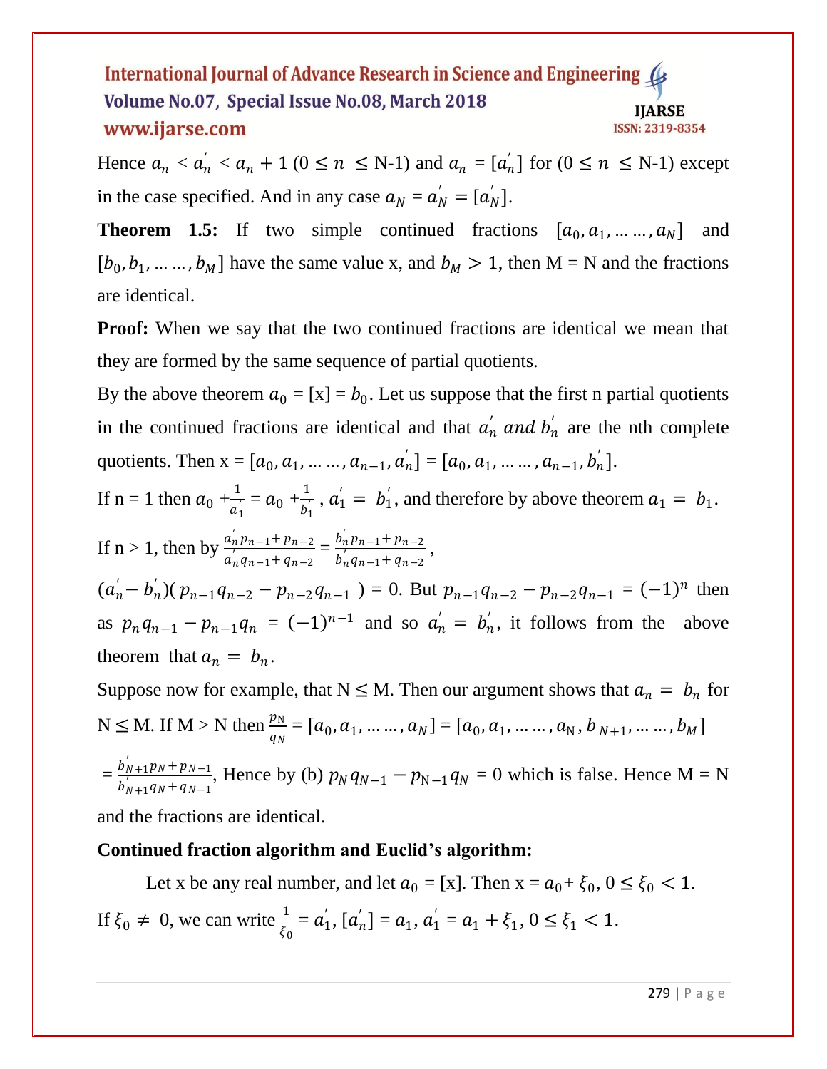Hence $a_n < a_n^{'} < a_n + 1$ $(0 \leq n \leq$ N-1) and $a_n = [a_n^{'}]$ for $(0 \leq n \leq$ N-1) except in the case specified. And in any case $a_N = a_N^{'} = [a_N^{'}]$.

**Theorem 1.5:** If two simple continued fractions $[a_0, a_1, \ldots \ldots, a_N]$ and $[b_0, b_1, \ldots \ldots, b_M]$ have the same value x, and $b_M > 1$, then M = N and the fractions are identical.

**Proof:** When we say that the two continued fractions are identical we mean that they are formed by the same sequence of partial quotients.

By the above theorem $a_0$ = [x] = $b_0$. Let us suppose that the first n partial quotients in the continued fractions are identical and that $a_n^{'}$ *and* $b_n^{'}$ are the nth complete quotients. Then x = $[a_0, a_1, \ldots \ldots, a_{n-1}, a_n^{'}] = [a_0, a_1, \ldots \ldots, a_{n-1}, b_n^{'}]$.

If n = 1 then $a_0 + \frac{1}{a_1^{'}} = a_0 + \frac{1}{b_1^{'}}$ , $a_1^{'} = b_1^{'}$, and therefore by above theorem $a_1 = b_1$.

If n > 1, then by $\frac{a_n^{'} p_{n-1} + p_{n-2}}{a_n^{'} q_{n-1} + q_{n-2}} = \frac{b_n^{'} p_{n-1} + p_{n-2}}{b_n^{'} q_{n-1} + q_{n-2}}$ ,

$(a_n^{'} - b_n^{'})(p_{n-1}q_{n-2} - p_{n-2}q_{n-1}) = 0$. But $p_{n-1}q_{n-2} - p_{n-2}q_{n-1} = (-1)^n$ then as $p_n q_{n-1} - p_{n-1}q_n = (-1)^{n-1}$ and so $a_n^{'} = b_n^{'}$, it follows from the above theorem that $a_n = b_n$.

Suppose now for example, that N ≤ M. Then our argument shows that $a_n = b_n$ for N ≤ M. If M > N then $\frac{p_N}{q_N} = [a_0, a_1, \ldots \ldots, a_N] = [a_0, a_1, \ldots \ldots, a_N, b_{N+1}, \ldots \ldots, b_M]$

$= \frac{b_{N+1}^{'} p_N + p_{N-1}}{b_{N+1}^{'} q_N + q_{N-1}}$, Hence by (b) $p_N q_{N-1} - p_{N-1} q_N = 0$ which is false. Hence M = N and the fractions are identical.

**Continued fraction algorithm and Euclid's algorithm:**

Let x be any real number, and let $a_0$ = [x]. Then x = $a_0 + \xi_0$, $0 \leq \xi_0 < 1$.

If $\xi_0 \neq 0$, we can write $\frac{1}{\xi_0} = a_1^{'}$, $[a_n^{'}] = a_1$, $a_1^{'} = a_1 + \xi_1$, $0 \leq \xi_1 < 1$.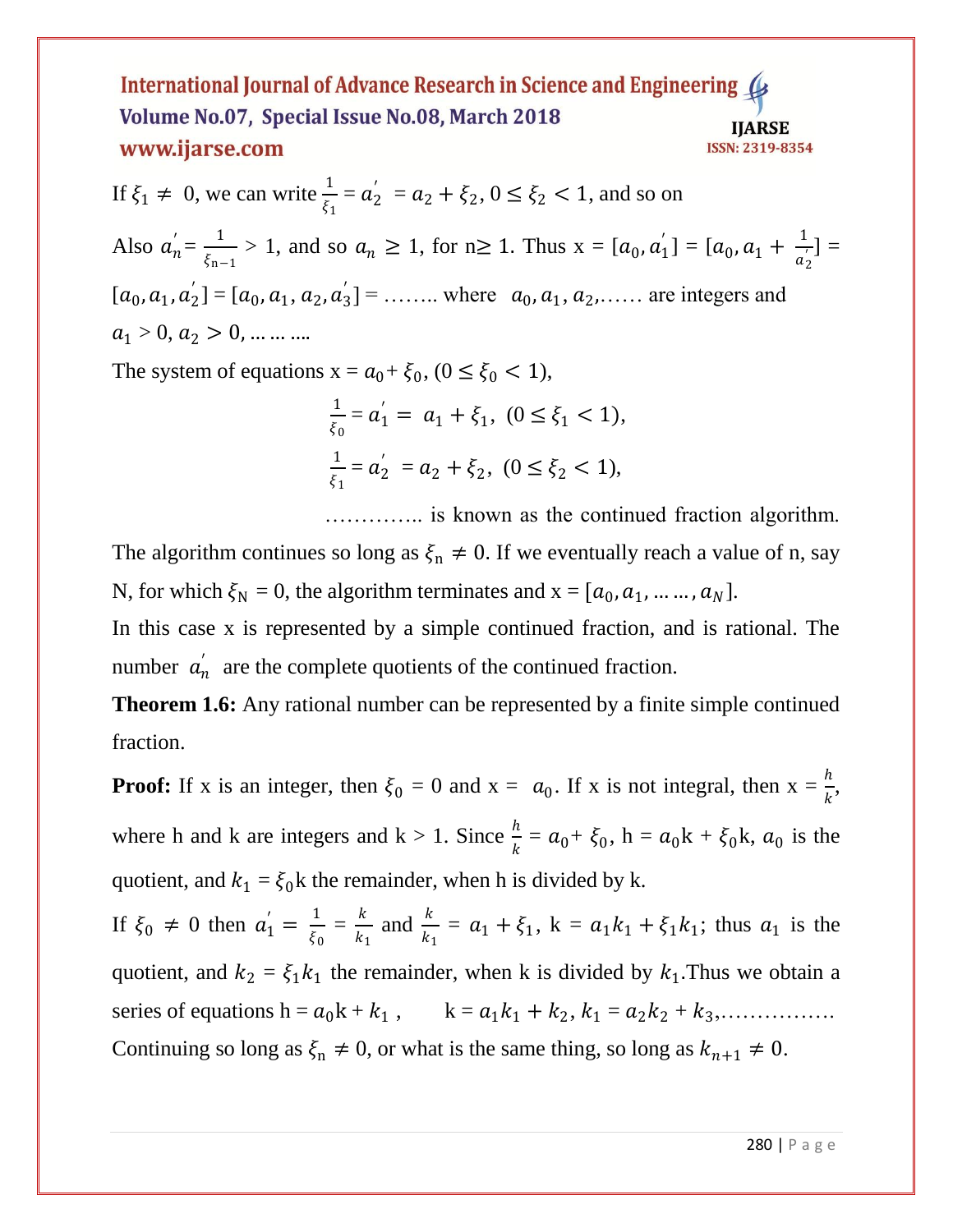If $\xi_1 \neq 0$, we can write $\frac{1}{\xi_1} = a_2' = a_2 + \xi_2, 0 \leq \xi_2 < 1$, and so on

Also $a_n' = \frac{1}{\xi_{n-1}} > 1$, and so $a_n \geq 1$, for $n \geq 1$. Thus $x = [a_0, a_1'] = [a_0, a_1 + \frac{1}{a_2'}] = [a_0, a_1, a_2'] = [a_0, a_1, a_2, a_3'] = \ldots\ldots$ where $a_0, a_1, a_2, \ldots\ldots$ are integers and $a_1 > 0, a_2 > 0, \ldots\ldots\ldots$

The system of equations $x = a_0 + \xi_0$, $(0 \leq \xi_0 < 1)$,

$$\frac{1}{\xi_0} = a_1' = a_1 + \xi_1, \; (0 \leq \xi_1 < 1),$$

$$\frac{1}{\xi_1} = a_2' = a_2 + \xi_2, \; (0 \leq \xi_2 < 1),$$

………….. is known as the continued fraction algorithm.

The algorithm continues so long as $\xi_n \neq 0$. If we eventually reach a value of n, say N, for which $\xi_N = 0$, the algorithm terminates and $x = [a_0, a_1, \ldots\ldots, a_N]$.

In this case x is represented by a simple continued fraction, and is rational. The number $a_n'$ are the complete quotients of the continued fraction.

**Theorem 1.6:** Any rational number can be represented by a finite simple continued fraction.

**Proof:** If x is an integer, then $\xi_0 = 0$ and $x = a_0$. If x is not integral, then $x = \frac{h}{k}$, where h and k are integers and $k > 1$. Since $\frac{h}{k} = a_0 + \xi_0$, $h = a_0 k + \xi_0 k$, $a_0$ is the quotient, and $k_1 = \xi_0 k$ the remainder, when h is divided by k.

If $\xi_0 \neq 0$ then $a_1' = \frac{1}{\xi_0} = \frac{k}{k_1}$ and $\frac{k}{k_1} = a_1 + \xi_1$, $k = a_1 k_1 + \xi_1 k_1$; thus $a_1$ is the quotient, and $k_2 = \xi_1 k_1$ the remainder, when k is divided by $k_1$. Thus we obtain a series of equations $h = a_0 k + k_1$, $k = a_1 k_1 + k_2$, $k_1 = a_2 k_2 + k_3$,…………….

Continuing so long as $\xi_n \neq 0$, or what is the same thing, so long as $k_{n+1} \neq 0$.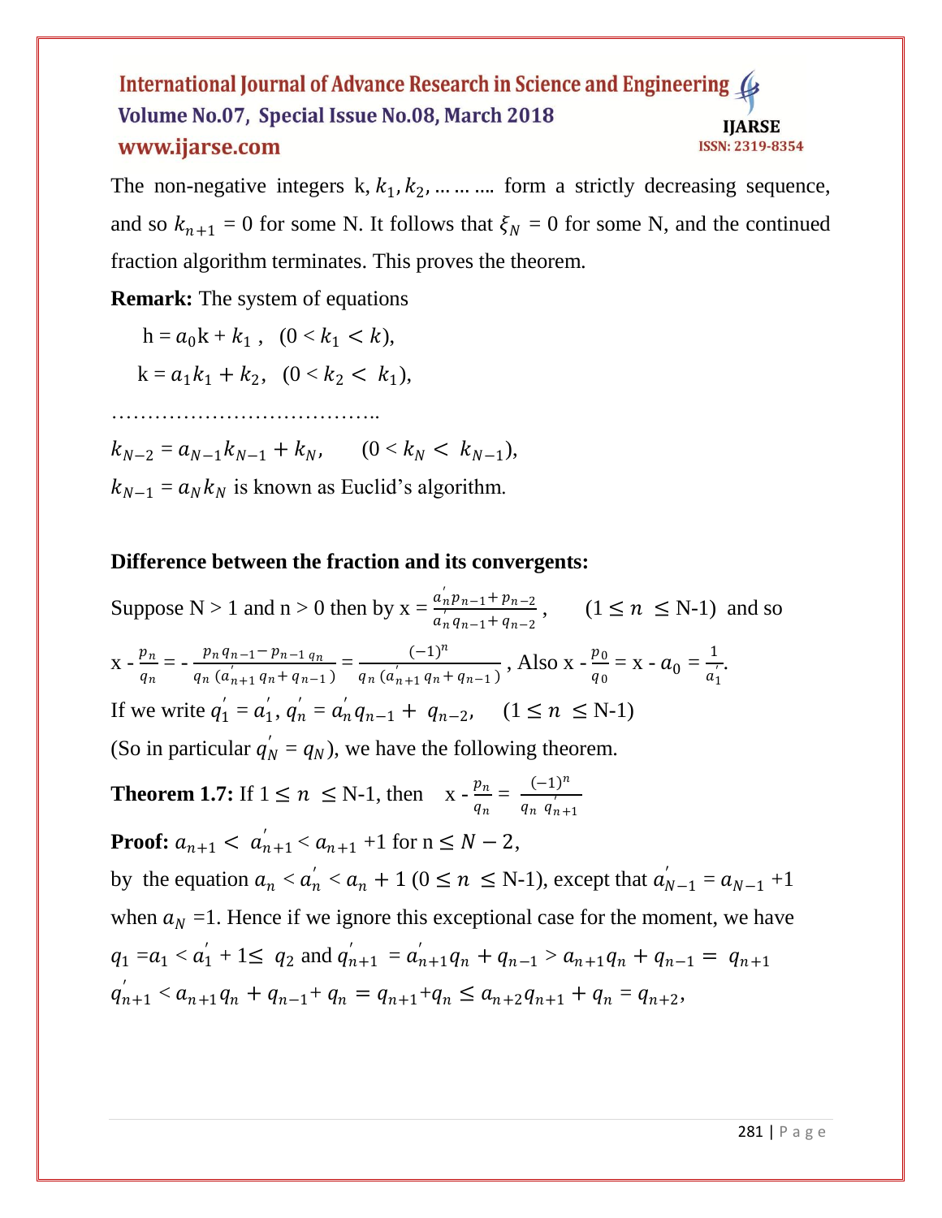The non-negative integers k, $k_1, k_2, \ldots\ldots\ldots$ form a strictly decreasing sequence, and so $k_{n+1}$ = 0 for some N. It follows that $\xi_N$ = 0 for some N, and the continued fraction algorithm terminates. This proves the theorem.

**Remark:** The system of equations

$$h = a_0 k + k_1, \quad (0 < k_1 < k),$$

$$k = a_1 k_1 + k_2, \quad (0 < k_2 < k_1),$$

………………………………..

$$k_{N-2} = a_{N-1} k_{N-1} + k_N, \qquad (0 < k_N < k_{N-1}),$$

$k_{N-1} = a_N k_N$ is known as Euclid's algorithm.

**Difference between the fraction and its convergents:**

Suppose N > 1 and n > 0 then by $x = \frac{a_n' p_{n-1} + p_{n-2}}{a_n' q_{n-1} + q_{n-2}}$, $\quad (1 \leq n \leq N-1)$ and so

$$x - \frac{p_n}{q_n} = -\frac{p_n q_{n-1} - p_{n-1} q_n}{q_n (a_{n+1}' q_n + q_{n-1})} = \frac{(-1)^n}{q_n (a_{n+1}' q_n + q_{n-1})}, \text{ Also } x - \frac{p_0}{q_0} = x - a_0 = \frac{1}{a_1'}.$$

If we write $q_1' = a_1'$, $q_n' = a_n' q_{n-1} + q_{n-2}$, $\quad (1 \leq n \leq N-1)$

(So in particular $q_N' = q_N$), we have the following theorem.

**Theorem 1.7:** If $1 \leq n \leq N-1$, then $\quad x - \frac{p_n}{q_n} = \frac{(-1)^n}{q_n\, q_{n+1}'}$

**Proof:** $a_{n+1} < a_{n+1}' < a_{n+1} + 1$ for $n \leq N-2$,

by the equation $a_n < a_n' < a_n + 1$ $(0 \leq n \leq N-1)$, except that $a_{N-1}' = a_{N-1} + 1$ when $a_N = 1$. Hence if we ignore this exceptional case for the moment, we have

$q_1 = a_1 < a_1' + 1 \leq q_2$ and $q_{n+1}' = a_{n+1}' q_n + q_{n-1} > a_{n+1} q_n + q_{n-1} = q_{n+1}$

$q_{n+1}' < a_{n+1} q_n + q_{n-1} + q_n = q_{n+1} + q_n \leq a_{n+2} q_{n+1} + q_n = q_{n+2}$,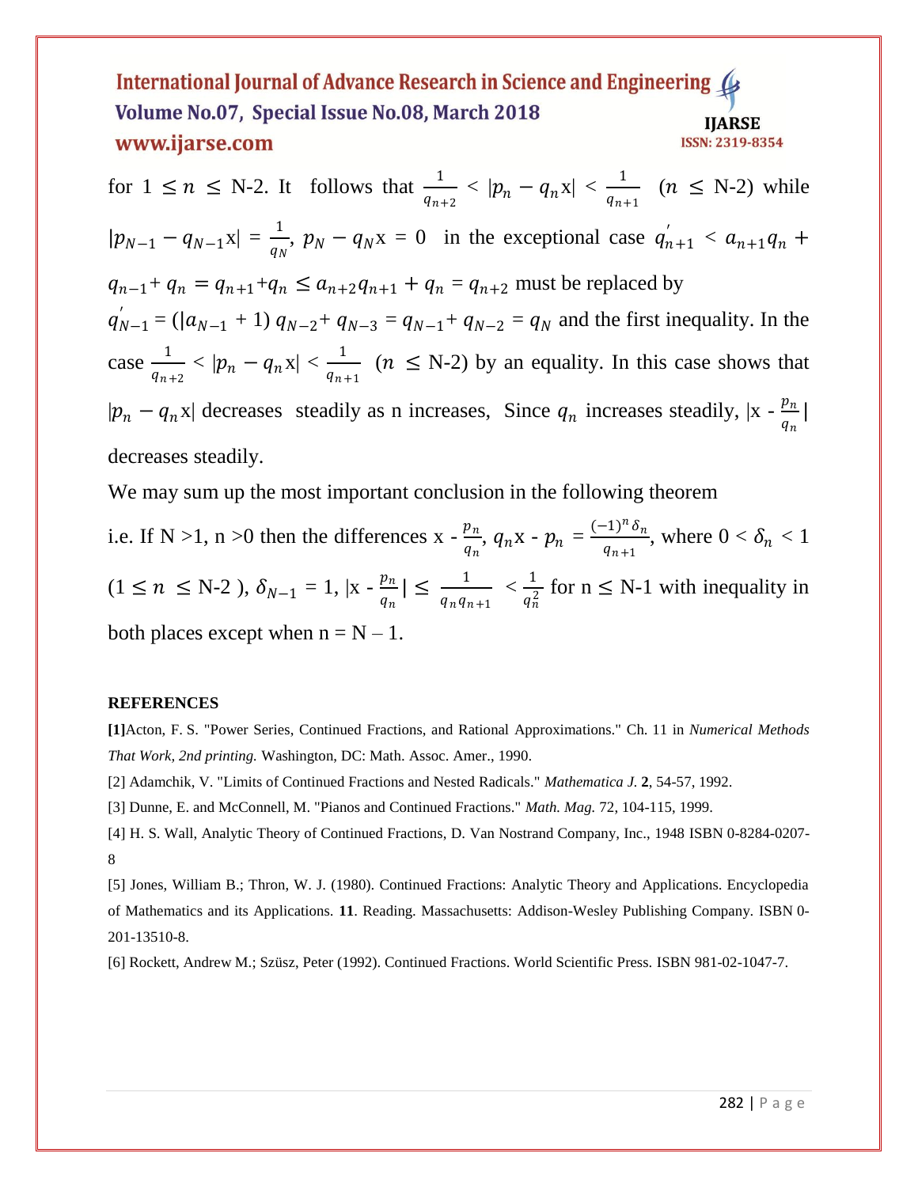for $1 \leq n \leq$ N-2. It follows that $\frac{1}{q_{n+2}} < |p_n - q_n x| < \frac{1}{q_{n+1}}$ $(n \leq$ N-2) while $|p_{N-1} - q_{N-1}x| = \frac{1}{q_N}$, $p_N - q_N x = 0$ in the exceptional case $q'_{n+1} < a_{n+1}q_n + q_{n-1} + q_n = q_{n+1} + q_n \leq a_{n+2}q_{n+1} + q_n = q_{n+2}$ must be replaced by $q'_{N-1} = (|a_{N-1} + 1)\, q_{N-2} + q_{N-3} = q_{N-1} + q_{N-2} = q_N$ and the first inequality. In the case $\frac{1}{q_{n+2}} < |p_n - q_n x| < \frac{1}{q_{n+1}}$ $(n \leq$ N-2) by an equality. In this case shows that $|p_n - q_n x|$ decreases steadily as n increases, Since $q_n$ increases steadily, $|x - \frac{p_n}{q_n}|$ decreases steadily.

We may sum up the most important conclusion in the following theorem

i.e. If N >1, n >0 then the differences $x - \frac{p_n}{q_n}$, $q_n x - p_n = \frac{(-1)^n \delta_n}{q_{n+1}}$, where $0 < \delta_n < 1$ $(1 \leq n \leq$ N-2 ), $\delta_{N-1} = 1$, $|x - \frac{p_n}{q_n}| \leq \frac{1}{q_n q_{n+1}} < \frac{1}{q_n^2}$ for n ≤ N-1 with inequality in both places except when n = N – 1.

**REFERENCES**

**[1]** Acton, F. S. "Power Series, Continued Fractions, and Rational Approximations." Ch. 11 in *Numerical Methods That Work, 2nd printing.* Washington, DC: Math. Assoc. Amer., 1990.

[2] Adamchik, V. "Limits of Continued Fractions and Nested Radicals." *Mathematica J.* **2**, 54-57, 1992.

[3] Dunne, E. and McConnell, M. "Pianos and Continued Fractions." *Math. Mag.* 72, 104-115, 1999.

[4] H. S. Wall, Analytic Theory of Continued Fractions, D. Van Nostrand Company, Inc., 1948 ISBN 0-8284-0207-8

[5] Jones, William B.; Thron, W. J. (1980). Continued Fractions: Analytic Theory and Applications. Encyclopedia of Mathematics and its Applications. **11**. Reading. Massachusetts: Addison-Wesley Publishing Company. ISBN 0-201-13510-8.

[6] Rockett, Andrew M.; Szüsz, Peter (1992). Continued Fractions. World Scientific Press. ISBN 981-02-1047-7.